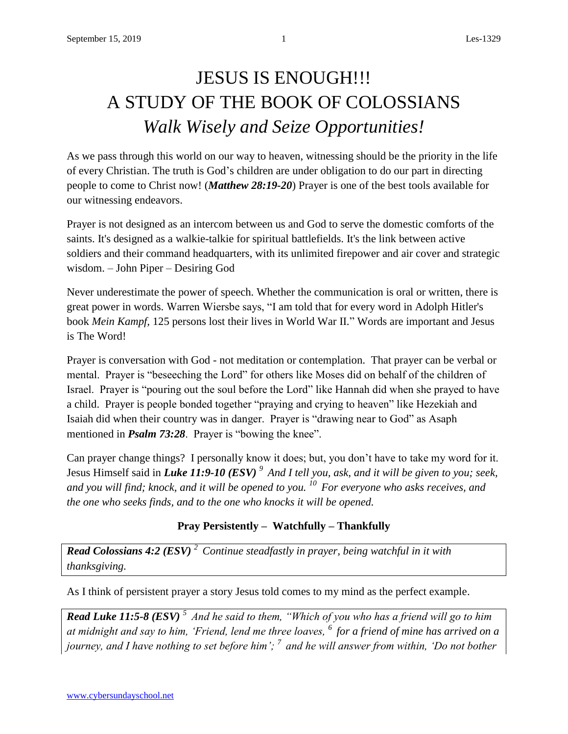# JESUS IS ENOUGH!!!
# A STUDY OF THE BOOK OF COLOSSIANS
## *Walk Wisely and Seize Opportunities!*

As we pass through this world on our way to heaven, witnessing should be the priority in the life of every Christian. The truth is God's children are under obligation to do our part in directing people to come to Christ now! (***Matthew 28:19-20***) Prayer is one of the best tools available for our witnessing endeavors.

Prayer is not designed as an intercom between us and God to serve the domestic comforts of the saints. It's designed as a walkie-talkie for spiritual battlefields. It's the link between active soldiers and their command headquarters, with its unlimited firepower and air cover and strategic wisdom. – John Piper – Desiring God

Never underestimate the power of speech. Whether the communication is oral or written, there is great power in words. Warren Wiersbe says, "I am told that for every word in Adolph Hitler's book *Mein Kampf*, 125 persons lost their lives in World War II." Words are important and Jesus is The Word!

Prayer is conversation with God - not meditation or contemplation. That prayer can be verbal or mental. Prayer is "beseeching the Lord" for others like Moses did on behalf of the children of Israel. Prayer is "pouring out the soul before the Lord" like Hannah did when she prayed to have a child. Prayer is people bonded together "praying and crying to heaven" like Hezekiah and Isaiah did when their country was in danger. Prayer is "drawing near to God" as Asaph mentioned in ***Psalm 73:28***. Prayer is "bowing the knee".

Can prayer change things? I personally know it does; but, you don't have to take my word for it. Jesus Himself said in ***Luke 11:9-10 (ESV)*** *[9] And I tell you, ask, and it will be given to you; seek, and you will find; knock, and it will be opened to you. [10] For everyone who asks receives, and the one who seeks finds, and to the one who knocks it will be opened.*

**Pray Persistently – Watchfully – Thankfully**

> ***Read Colossians 4:2 (ESV)*** *[2] Continue steadfastly in prayer, being watchful in it with thanksgiving.*

As I think of persistent prayer a story Jesus told comes to my mind as the perfect example.

> ***Read Luke 11:5-8 (ESV)*** *[5] And he said to them, "Which of you who has a friend will go to him at midnight and say to him, 'Friend, lend me three loaves, [6] for a friend of mine has arrived on a journey, and I have nothing to set before him'; [7] and he will answer from within, 'Do not bother*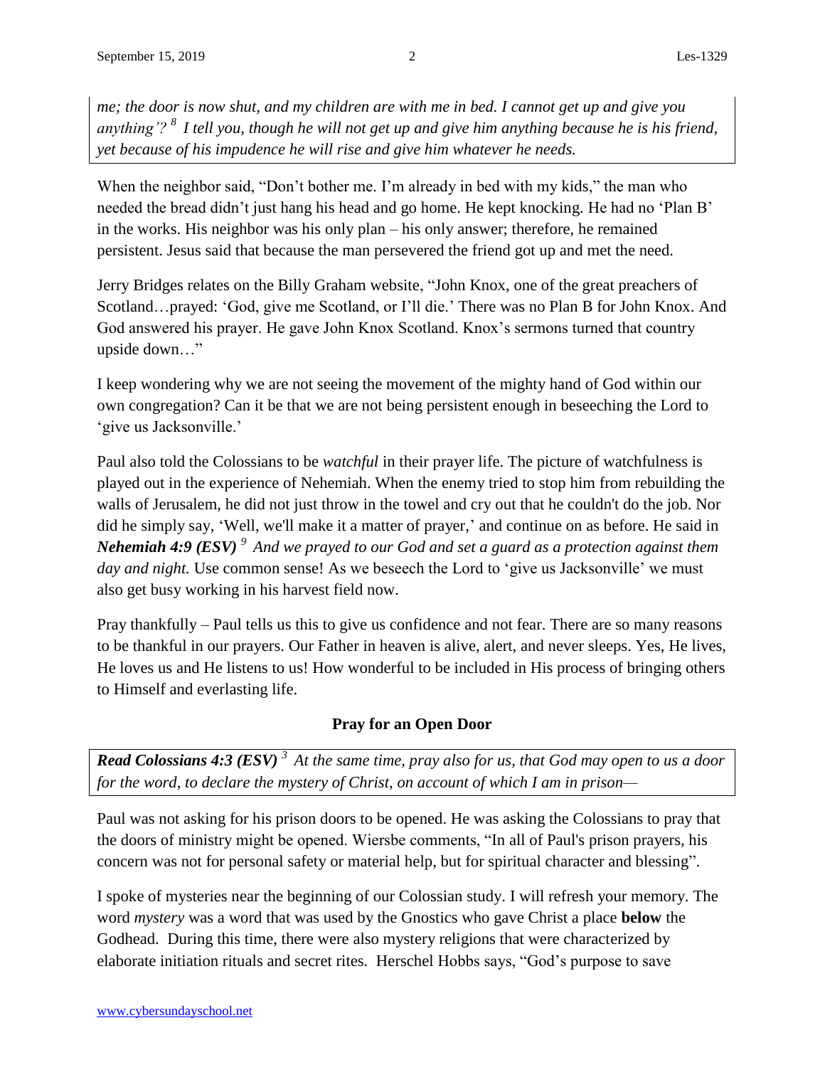*me; the door is now shut, and my children are with me in bed. I cannot get up and give you anything'?* [8] *I tell you, though he will not get up and give him anything because he is his friend, yet because of his impudence he will rise and give him whatever he needs.*

When the neighbor said, "Don't bother me. I'm already in bed with my kids," the man who needed the bread didn't just hang his head and go home. He kept knocking. He had no 'Plan B' in the works. His neighbor was his only plan – his only answer; therefore, he remained persistent. Jesus said that because the man persevered the friend got up and met the need.

Jerry Bridges relates on the Billy Graham website, "John Knox, one of the great preachers of Scotland…prayed: 'God, give me Scotland, or I'll die.' There was no Plan B for John Knox. And God answered his prayer. He gave John Knox Scotland. Knox's sermons turned that country upside down…"

I keep wondering why we are not seeing the movement of the mighty hand of God within our own congregation? Can it be that we are not being persistent enough in beseeching the Lord to 'give us Jacksonville.'

Paul also told the Colossians to be *watchful* in their prayer life. The picture of watchfulness is played out in the experience of Nehemiah. When the enemy tried to stop him from rebuilding the walls of Jerusalem, he did not just throw in the towel and cry out that he couldn't do the job. Nor did he simply say, 'Well, we'll make it a matter of prayer,' and continue on as before. He said in ***Nehemiah 4:9 (ESV)*** [9] *And we prayed to our God and set a guard as a protection against them day and night.* Use common sense! As we beseech the Lord to 'give us Jacksonville' we must also get busy working in his harvest field now.

Pray thankfully – Paul tells us this to give us confidence and not fear. There are so many reasons to be thankful in our prayers. Our Father in heaven is alive, alert, and never sleeps. Yes, He lives, He loves us and He listens to us! How wonderful to be included in His process of bringing others to Himself and everlasting life.

## Pray for an Open Door

***Read Colossians 4:3 (ESV)*** [3] *At the same time, pray also for us, that God may open to us a door for the word, to declare the mystery of Christ, on account of which I am in prison—*

Paul was not asking for his prison doors to be opened. He was asking the Colossians to pray that the doors of ministry might be opened. Wiersbe comments, "In all of Paul's prison prayers, his concern was not for personal safety or material help, but for spiritual character and blessing".

I spoke of mysteries near the beginning of our Colossian study. I will refresh your memory. The word *mystery* was a word that was used by the Gnostics who gave Christ a place **below** the Godhead. During this time, there were also mystery religions that were characterized by elaborate initiation rituals and secret rites. Herschel Hobbs says, "God's purpose to save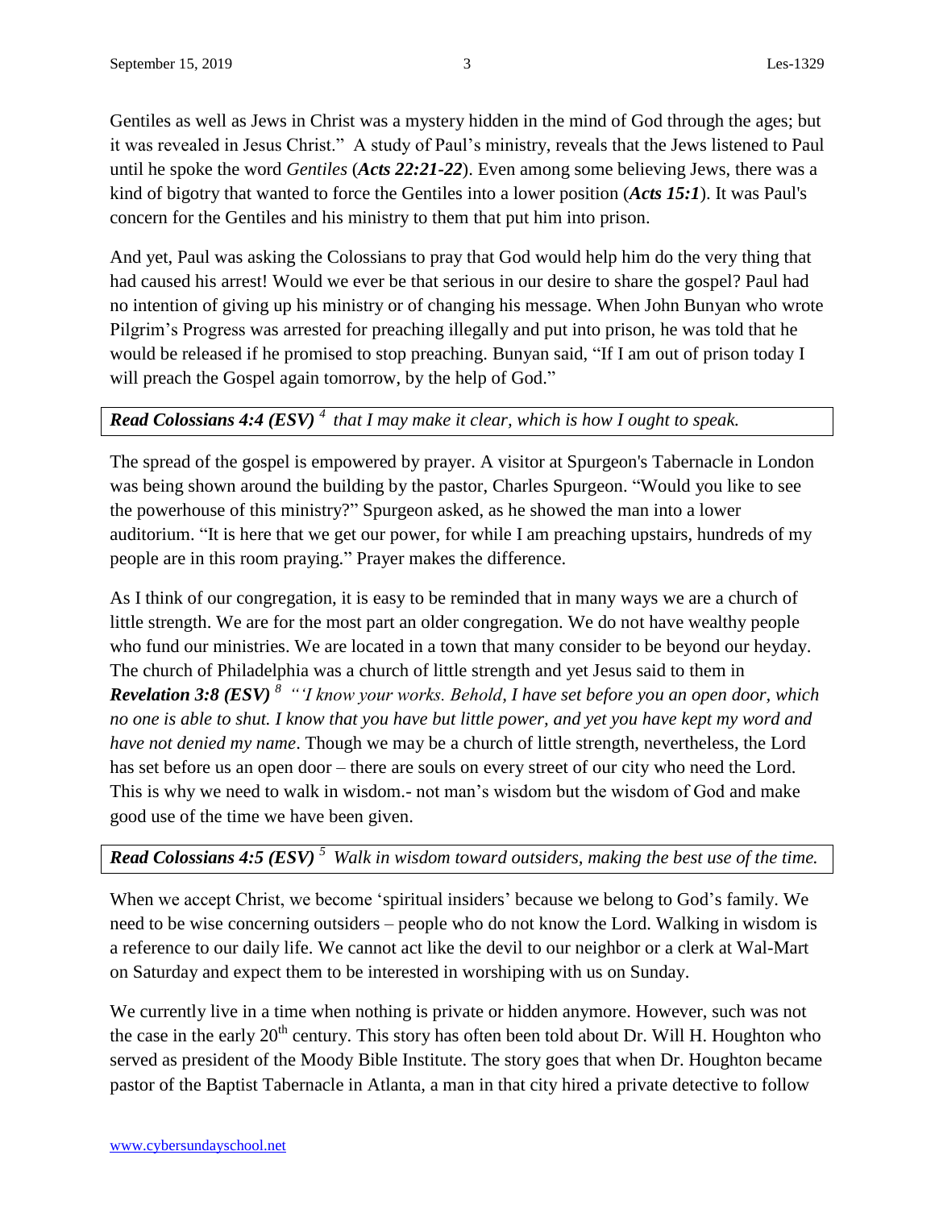Gentiles as well as Jews in Christ was a mystery hidden in the mind of God through the ages; but it was revealed in Jesus Christ." A study of Paul's ministry, reveals that the Jews listened to Paul until he spoke the word *Gentiles* (***Acts 22:21-22***). Even among some believing Jews, there was a kind of bigotry that wanted to force the Gentiles into a lower position (***Acts 15:1***). It was Paul's concern for the Gentiles and his ministry to them that put him into prison.

And yet, Paul was asking the Colossians to pray that God would help him do the very thing that had caused his arrest! Would we ever be that serious in our desire to share the gospel? Paul had no intention of giving up his ministry or of changing his message. When John Bunyan who wrote Pilgrim's Progress was arrested for preaching illegally and put into prison, he was told that he would be released if he promised to stop preaching. Bunyan said, "If I am out of prison today I will preach the Gospel again tomorrow, by the help of God."

***Read Colossians 4:4 (ESV)*** *[4] that I may make it clear, which is how I ought to speak.*

The spread of the gospel is empowered by prayer. A visitor at Spurgeon's Tabernacle in London was being shown around the building by the pastor, Charles Spurgeon. "Would you like to see the powerhouse of this ministry?" Spurgeon asked, as he showed the man into a lower auditorium. "It is here that we get our power, for while I am preaching upstairs, hundreds of my people are in this room praying." Prayer makes the difference.

As I think of our congregation, it is easy to be reminded that in many ways we are a church of little strength. We are for the most part an older congregation. We do not have wealthy people who fund our ministries. We are located in a town that many consider to be beyond our heyday. The church of Philadelphia was a church of little strength and yet Jesus said to them in ***Revelation 3:8 (ESV)*** *[8] "'I know your works. Behold, I have set before you an open door, which no one is able to shut. I know that you have but little power, and yet you have kept my word and have not denied my name*. Though we may be a church of little strength, nevertheless, the Lord has set before us an open door – there are souls on every street of our city who need the Lord. This is why we need to walk in wisdom.- not man's wisdom but the wisdom of God and make good use of the time we have been given.

***Read Colossians 4:5 (ESV)*** *[5] Walk in wisdom toward outsiders, making the best use of the time.*

When we accept Christ, we become 'spiritual insiders' because we belong to God's family. We need to be wise concerning outsiders – people who do not know the Lord. Walking in wisdom is a reference to our daily life. We cannot act like the devil to our neighbor or a clerk at Wal-Mart on Saturday and expect them to be interested in worshiping with us on Sunday.

We currently live in a time when nothing is private or hidden anymore. However, such was not the case in the early 20th century. This story has often been told about Dr. Will H. Houghton who served as president of the Moody Bible Institute. The story goes that when Dr. Houghton became pastor of the Baptist Tabernacle in Atlanta, a man in that city hired a private detective to follow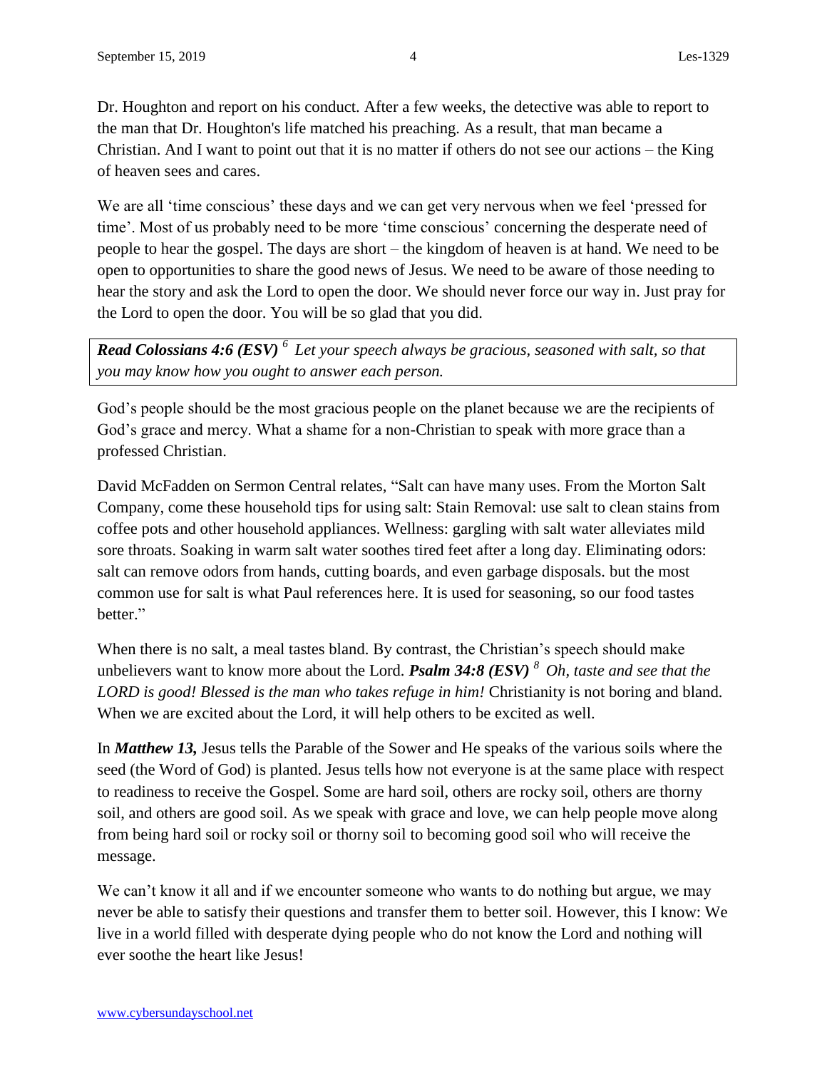Dr. Houghton and report on his conduct. After a few weeks, the detective was able to report to the man that Dr. Houghton's life matched his preaching. As a result, that man became a Christian. And I want to point out that it is no matter if others do not see our actions – the King of heaven sees and cares.

We are all 'time conscious' these days and we can get very nervous when we feel 'pressed for time'. Most of us probably need to be more 'time conscious' concerning the desperate need of people to hear the gospel. The days are short – the kingdom of heaven is at hand. We need to be open to opportunities to share the good news of Jesus. We need to be aware of those needing to hear the story and ask the Lord to open the door. We should never force our way in. Just pray for the Lord to open the door. You will be so glad that you did.

***Read Colossians 4:6 (ESV)*** [6] *Let your speech always be gracious, seasoned with salt, so that you may know how you ought to answer each person.*

God's people should be the most gracious people on the planet because we are the recipients of God's grace and mercy. What a shame for a non-Christian to speak with more grace than a professed Christian.

David McFadden on Sermon Central relates, "Salt can have many uses. From the Morton Salt Company, come these household tips for using salt: Stain Removal: use salt to clean stains from coffee pots and other household appliances. Wellness: gargling with salt water alleviates mild sore throats. Soaking in warm salt water soothes tired feet after a long day. Eliminating odors: salt can remove odors from hands, cutting boards, and even garbage disposals. but the most common use for salt is what Paul references here. It is used for seasoning, so our food tastes better."

When there is no salt, a meal tastes bland. By contrast, the Christian's speech should make unbelievers want to know more about the Lord. ***Psalm 34:8 (ESV)*** [8] *Oh, taste and see that the LORD is good! Blessed is the man who takes refuge in him!* Christianity is not boring and bland. When we are excited about the Lord, it will help others to be excited as well.

In ***Matthew 13,*** Jesus tells the Parable of the Sower and He speaks of the various soils where the seed (the Word of God) is planted. Jesus tells how not everyone is at the same place with respect to readiness to receive the Gospel. Some are hard soil, others are rocky soil, others are thorny soil, and others are good soil. As we speak with grace and love, we can help people move along from being hard soil or rocky soil or thorny soil to becoming good soil who will receive the message.

We can't know it all and if we encounter someone who wants to do nothing but argue, we may never be able to satisfy their questions and transfer them to better soil. However, this I know: We live in a world filled with desperate dying people who do not know the Lord and nothing will ever soothe the heart like Jesus!